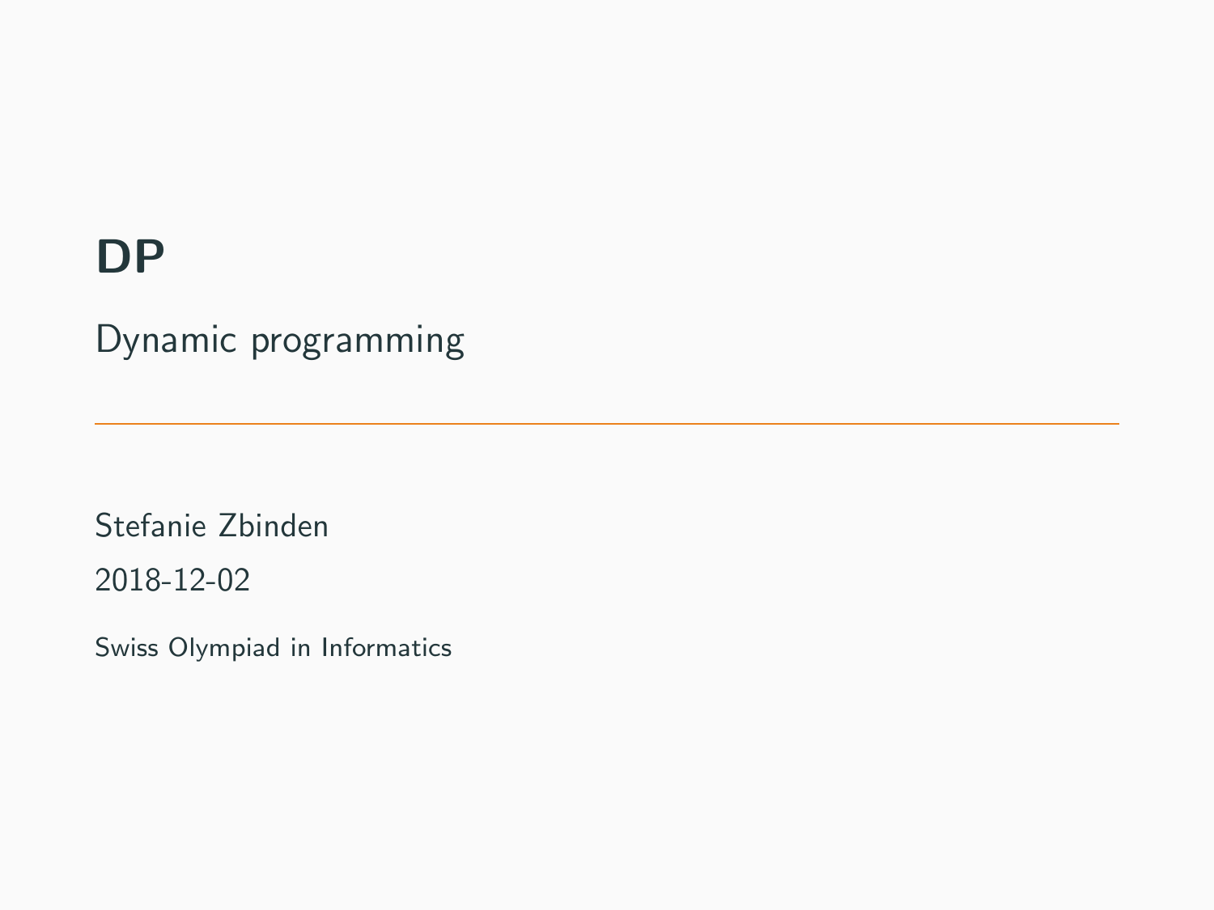# DP

Dynamic programming

---

Stefanie Zbinden

2018-12-02

Swiss Olympiad in Informatics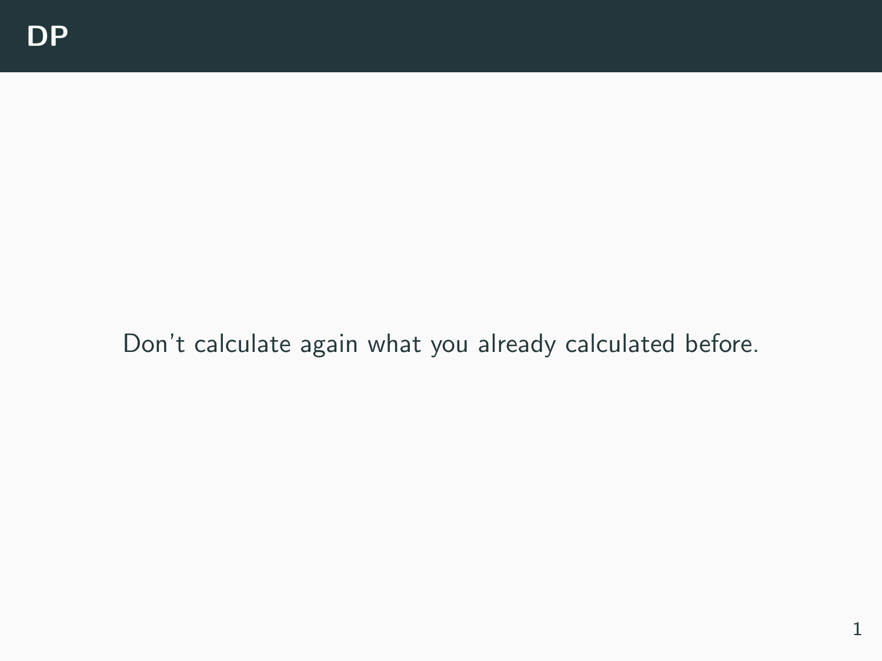# DP

Don’t calculate again what you already calculated before.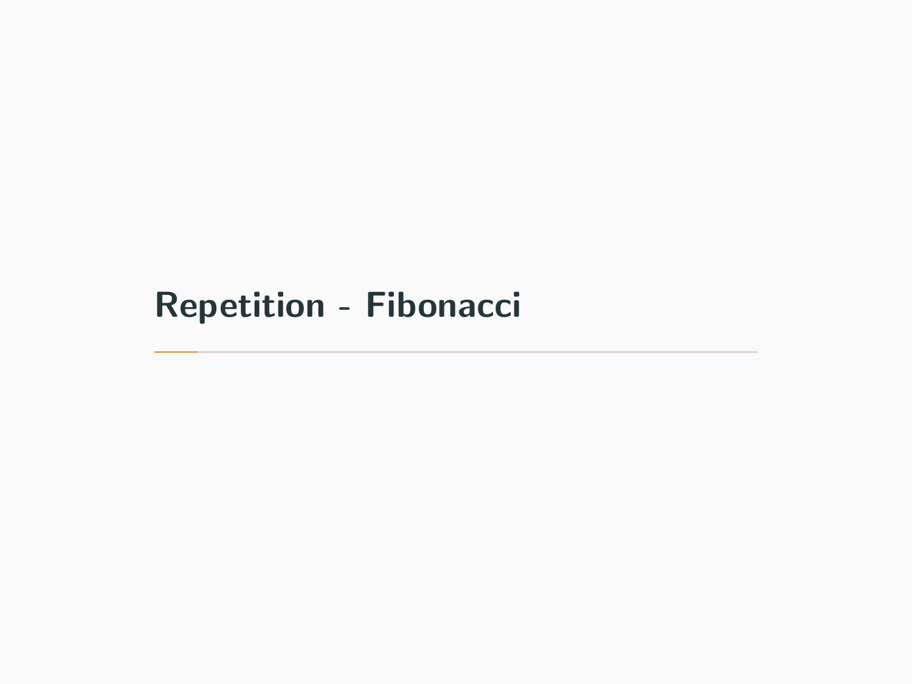# Repetition - Fibonacci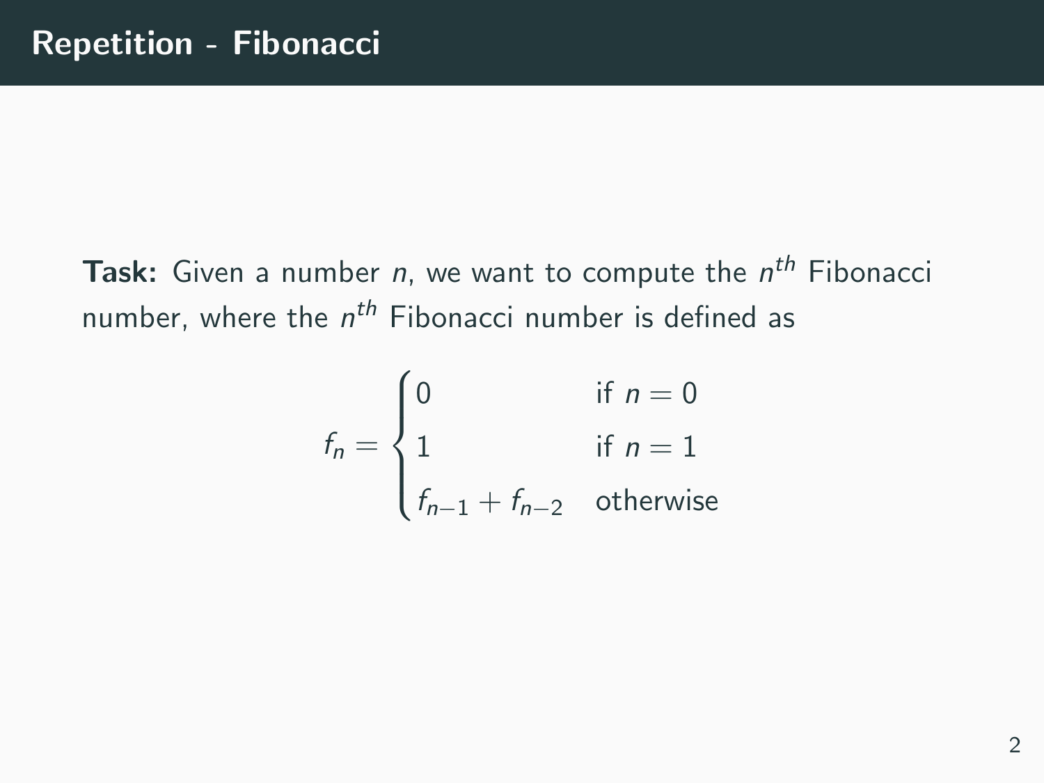# Repetition - Fibonacci

**Task:** Given a number $n$, we want to compute the $n^{th}$ Fibonacci number, where the $n^{th}$ Fibonacci number is defined as

$$f_n = \begin{cases} 0 & \text{if } n = 0 \\ 1 & \text{if } n = 1 \\ f_{n-1} + f_{n-2} & \text{otherwise} \end{cases}$$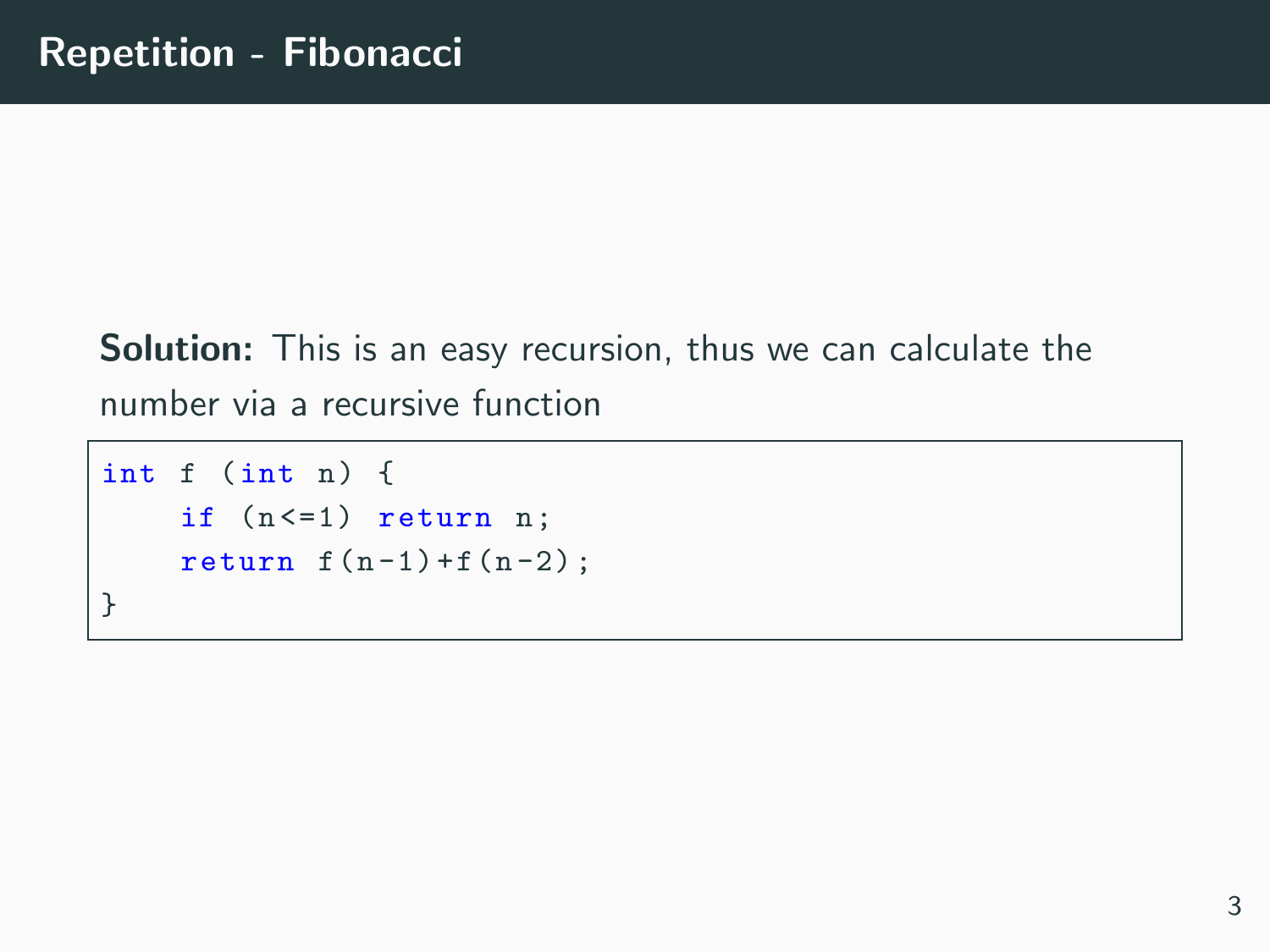# Repetition - Fibonacci

**Solution:** This is an easy recursion, thus we can calculate the number via a recursive function

```
int f (int n) {
    if (n<=1) return n;
    return f(n-1)+f(n-2);
}
```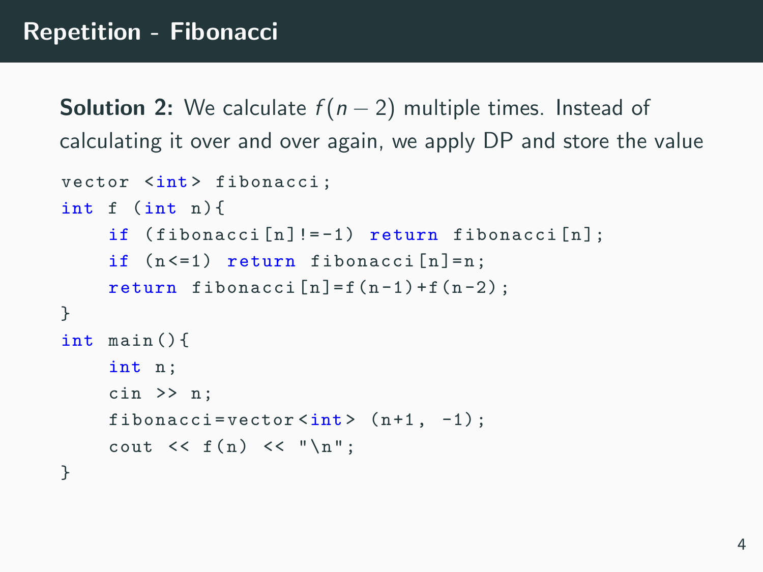## Repetition - Fibonacci

**Solution 2:** We calculate $f(n-2)$ multiple times. Instead of calculating it over and over again, we apply DP and store the value

```
vector <int> fibonacci;
int f (int n){
    if (fibonacci[n]!=-1) return fibonacci[n];
    if (n<=1) return fibonacci[n]=n;
    return fibonacci[n]=f(n-1)+f(n-2);
}
int main(){
    int n;
    cin >> n;
    fibonacci=vector<int> (n+1, -1);
    cout << f(n) << "\n";
}
```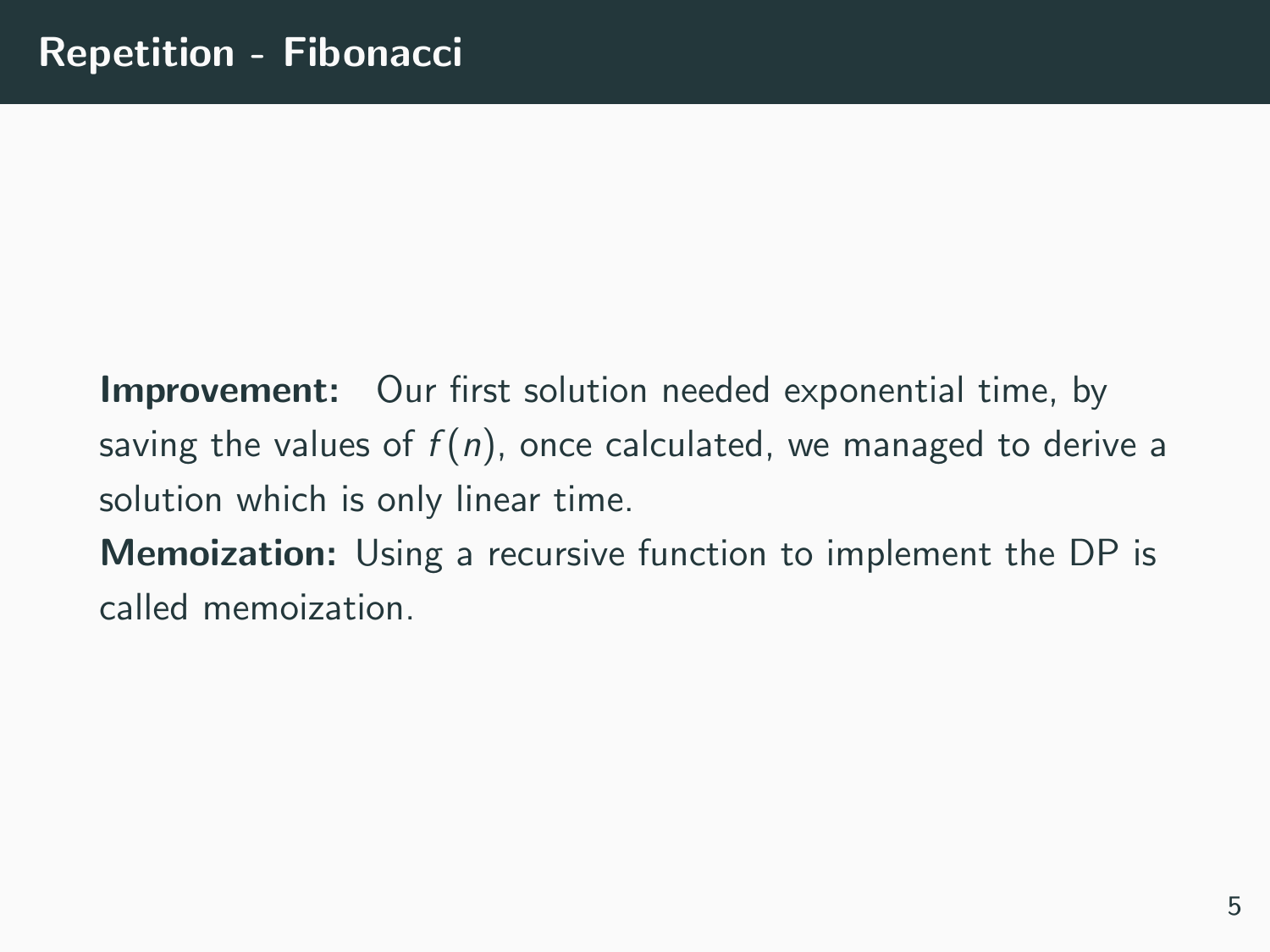# Repetition - Fibonacci

**Improvement:** Our first solution needed exponential time, by saving the values of $f(n)$, once calculated, we managed to derive a solution which is only linear time.
**Memoization:** Using a recursive function to implement the DP is called memoization.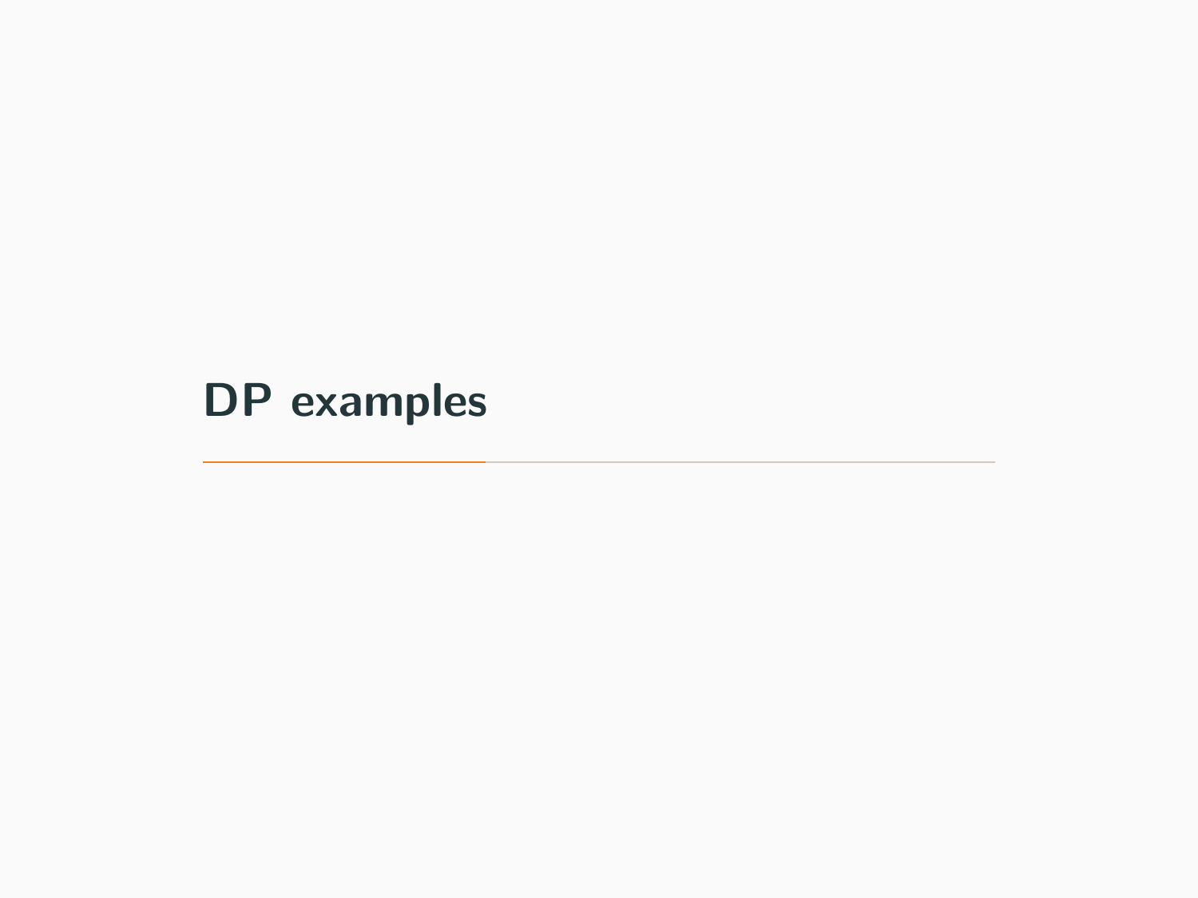# DP examples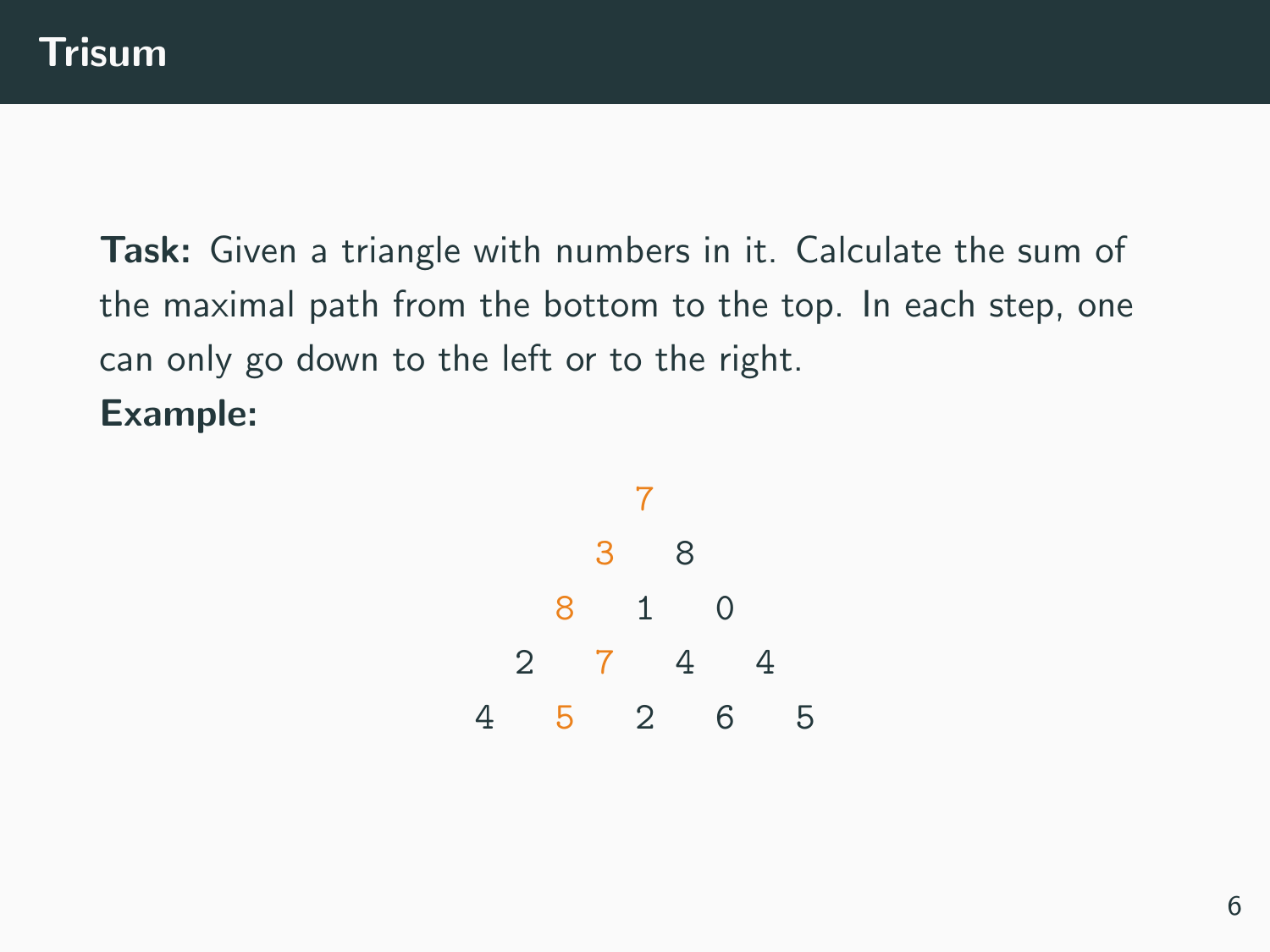## Trisum

**Task:** Given a triangle with numbers in it. Calculate the sum of the maximal path from the bottom to the top. In each step, one can only go down to the left or to the right.

**Example:**

```
        7
      3   8
    8   1   0
  2   7   4   4
4   5   2   6   5
```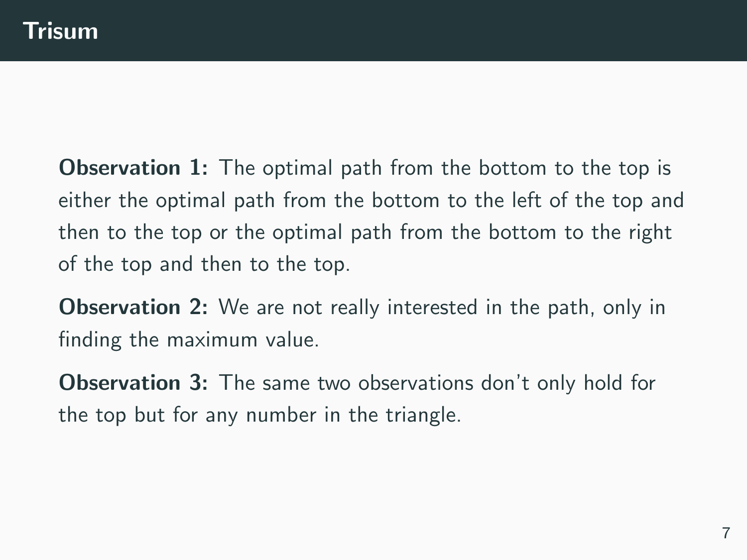# Trisum

**Observation 1:** The optimal path from the bottom to the top is either the optimal path from the bottom to the left of the top and then to the top or the optimal path from the bottom to the right of the top and then to the top.

**Observation 2:** We are not really interested in the path, only in finding the maximum value.

**Observation 3:** The same two observations don't only hold for the top but for any number in the triangle.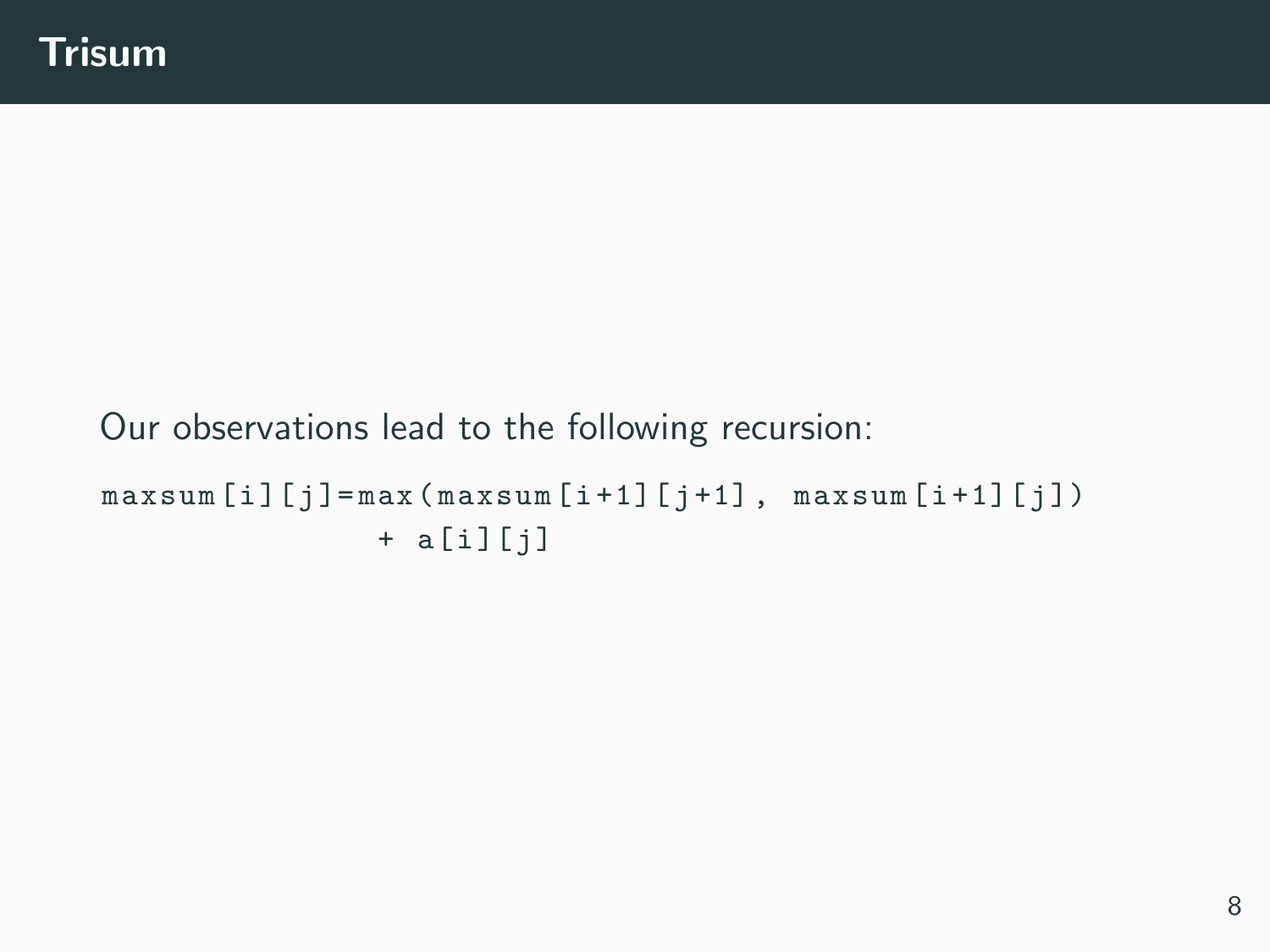# Trisum

Our observations lead to the following recursion:

```
maxsum[i][j]=max(maxsum[i+1][j+1], maxsum[i+1][j])
             + a[i][j]
```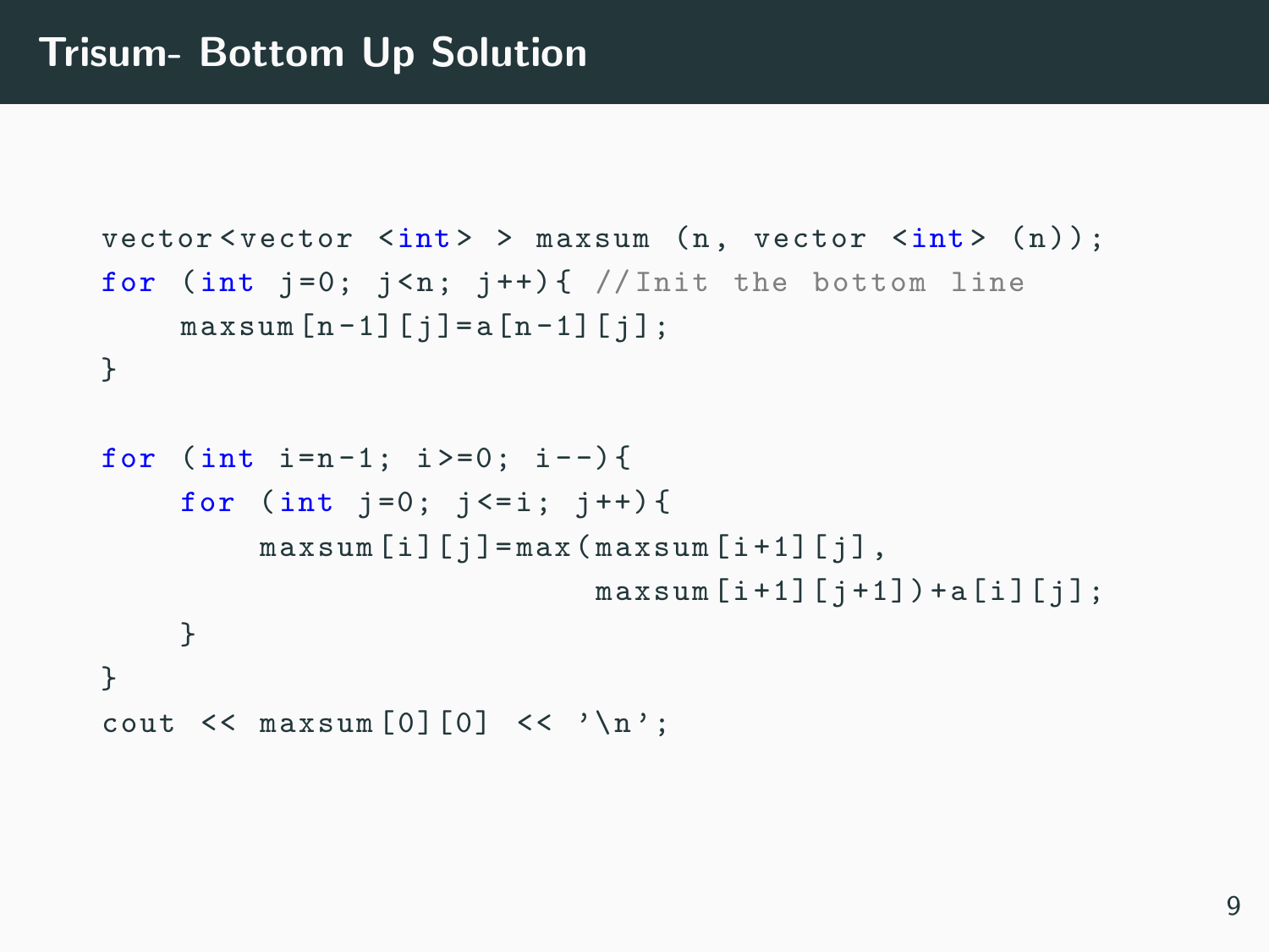# Trisum- Bottom Up Solution

```
vector<vector <int> > maxsum (n, vector <int> (n));
for (int j=0; j<n; j++){ //Init the bottom line
    maxsum[n-1][j]=a[n-1][j];
}

for (int i=n-1; i>=0; i--){
    for (int j=0; j<=i; j++){
        maxsum[i][j]=max(maxsum[i+1][j],
                         maxsum[i+1][j+1])+a[i][j];
    }
}
cout << maxsum[0][0] << '\n';
```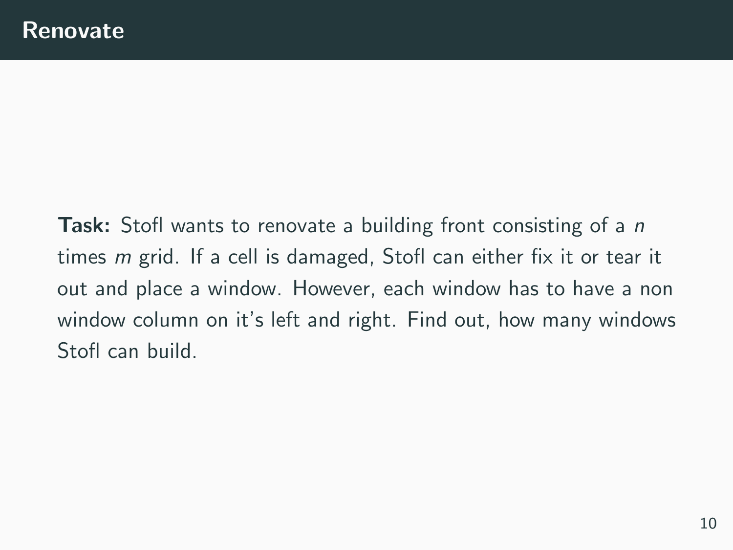# Renovate

**Task:** Stofl wants to renovate a building front consisting of a $n$ times $m$ grid. If a cell is damaged, Stofl can either fix it or tear it out and place a window. However, each window has to have a non window column on it's left and right. Find out, how many windows Stofl can build.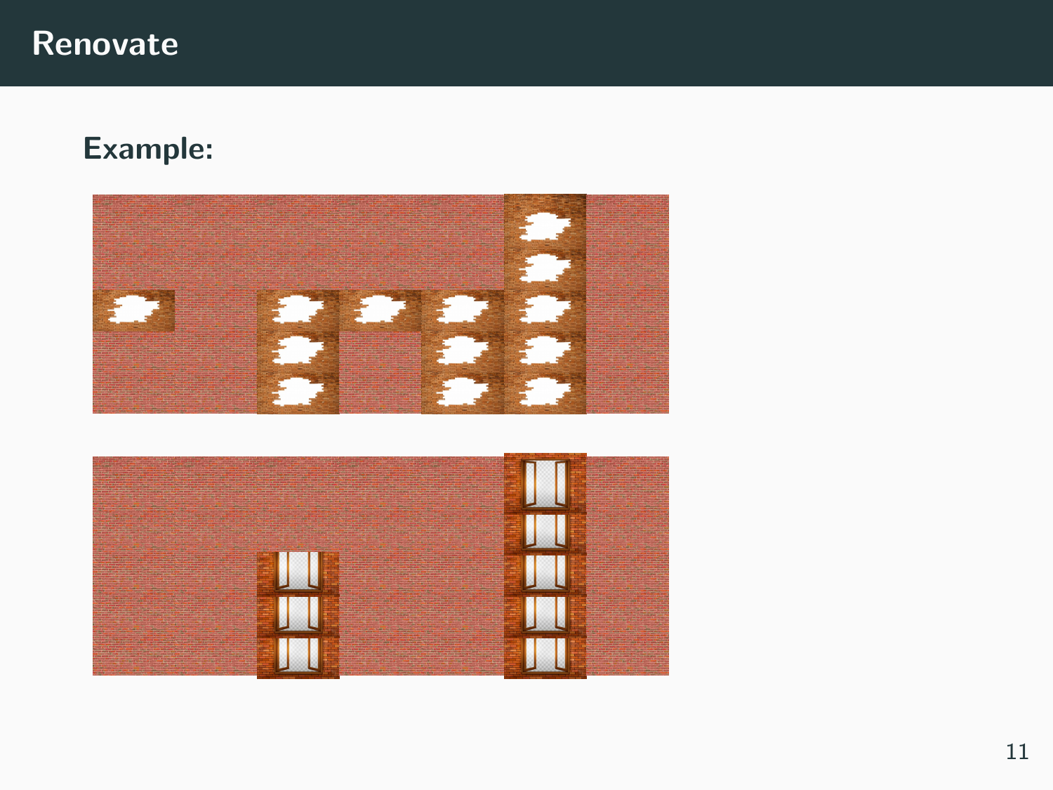# Renovate

## Example: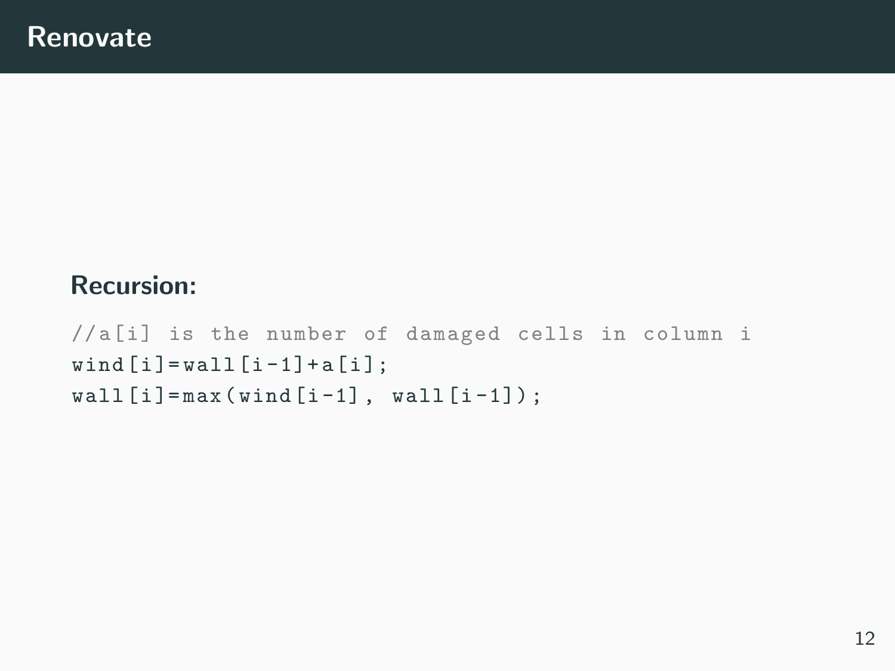# Renovate

**Recursion:**

```
//a[i] is the number of damaged cells in column i
wind[i]=wall[i-1]+a[i];
wall[i]=max(wind[i-1], wall[i-1]);
```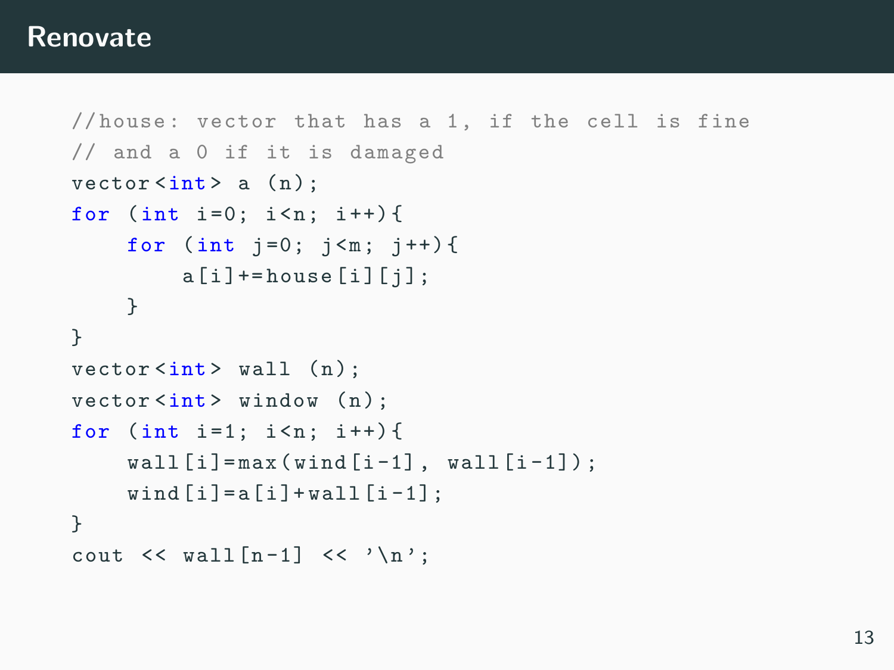# Renovate

```
//house: vector that has a 1, if the cell is fine
// and a 0 if it is damaged
vector<int> a (n);
for (int i=0; i<n; i++){
    for (int j=0; j<m; j++){
        a[i]+=house[i][j];
    }
}
vector<int> wall (n);
vector<int> window (n);
for (int i=1; i<n; i++){
    wall[i]=max(wind[i-1], wall[i-1]);
    wind[i]=a[i]+wall[i-1];
}
cout << wall[n-1] << '\n';
```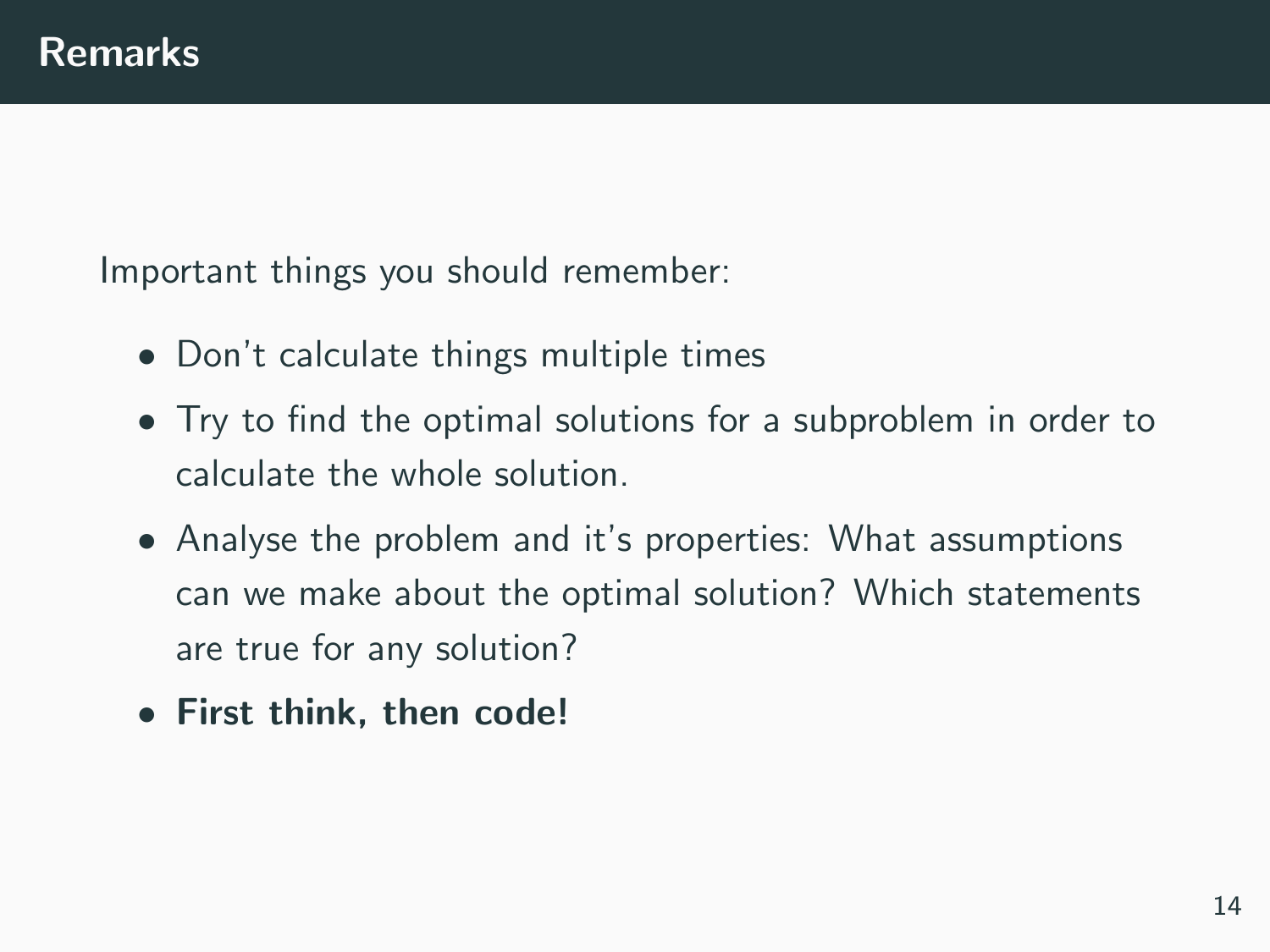# Remarks

Important things you should remember:

- Don't calculate things multiple times
- Try to find the optimal solutions for a subproblem in order to calculate the whole solution.
- Analyse the problem and it's properties: What assumptions can we make about the optimal solution? Which statements are true for any solution?
- **First think, then code!**